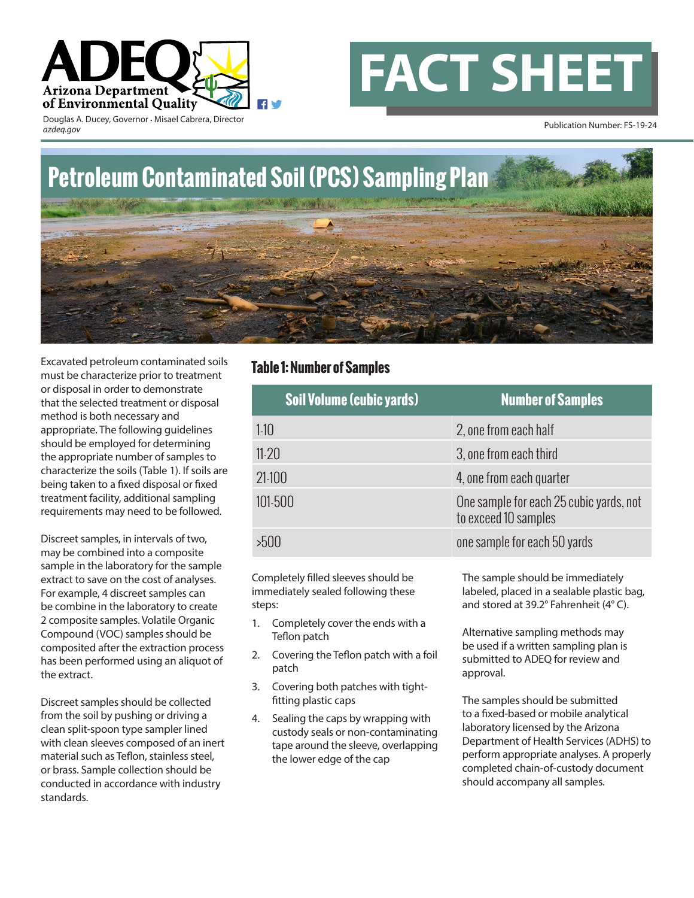# FACT SHEET

Arizona Department of Environmental Quality

Douglas A. Ducey, Governor • Misael Cabrera, Director
*azdeq.gov*

Publication Number: FS-19-24

## Petroleum Contaminated Soil (PCS) Sampling Plan

Excavated petroleum contaminated soils must be characterize prior to treatment or disposal in order to demonstrate that the selected treatment or disposal method is both necessary and appropriate. The following guidelines should be employed for determining the appropriate number of samples to characterize the soils (Table 1). If soils are being taken to a fixed disposal or fixed treatment facility, additional sampling requirements may need to be followed.

Discreet samples, in intervals of two, may be combined into a composite sample in the laboratory for the sample extract to save on the cost of analyses. For example, 4 discreet samples can be combine in the laboratory to create 2 composite samples. Volatile Organic Compound (VOC) samples should be composited after the extraction process has been performed using an aliquot of the extract.

Discreet samples should be collected from the soil by pushing or driving a clean split-spoon type sampler lined with clean sleeves composed of an inert material such as Teflon, stainless steel, or brass. Sample collection should be conducted in accordance with industry standards.

### Table 1: Number of Samples

| Soil Volume (cubic yards) | Number of Samples |
|---|---|
| 1-10 | 2, one from each half |
| 11-20 | 3, one from each third |
| 21-100 | 4, one from each quarter |
| 101-500 | One sample for each 25 cubic yards, not to exceed 10 samples |
| >500 | one sample for each 50 yards |

Completely filled sleeves should be immediately sealed following these steps:

1. Completely cover the ends with a Teflon patch
2. Covering the Teflon patch with a foil patch
3. Covering both patches with tight-fitting plastic caps
4. Sealing the caps by wrapping with custody seals or non-contaminating tape around the sleeve, overlapping the lower edge of the cap

The sample should be immediately labeled, placed in a sealable plastic bag, and stored at 39.2° Fahrenheit (4° C).

Alternative sampling methods may be used if a written sampling plan is submitted to ADEQ for review and approval.

The samples should be submitted to a fixed-based or mobile analytical laboratory licensed by the Arizona Department of Health Services (ADHS) to perform appropriate analyses. A properly completed chain-of-custody document should accompany all samples.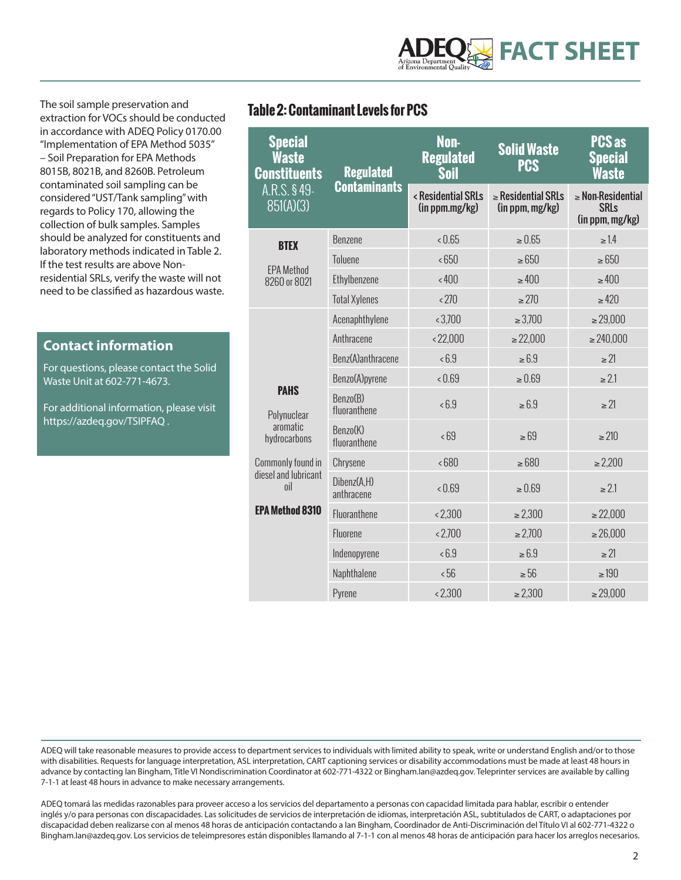The soil sample preservation and extraction for VOCs should be conducted in accordance with ADEQ Policy 0170.00 "Implementation of EPA Method 5035" – Soil Preparation for EPA Methods 8015B, 8021B, and 8260B. Petroleum contaminated soil sampling can be considered "UST/Tank sampling" with regards to Policy 170, allowing the collection of bulk samples. Samples should be analyzed for constituents and laboratory methods indicated in Table 2. If the test results are above Non-residential SRLs, verify the waste will not need to be classified as hazardous waste.

## Contact information

For questions, please contact the Solid Waste Unit at 602-771-4673.

For additional information, please visit https://azdeq.gov/TSIPFAQ .

## Table 2: Contaminant Levels for PCS

| Special Waste Constituents A.R.S. § 49-851(A)(3) | Regulated Contaminants | Non-Regulated Soil | Solid Waste PCS | PCS as Special Waste |
|---|---|---|---|---|
| | | < Residential SRLs (in ppm.mg/kg) | ≥ Residential SRLs (in ppm, mg/kg) | ≥ Non-Residential SRLs (in ppm, mg/kg) |
| **BTEX** EPA Method 8260 or 8021 | Benzene | < 0.65 | ≥ 0.65 | ≥ 1.4 |
| | Toluene | < 650 | ≥ 650 | ≥ 650 |
| | Ethylbenzene | < 400 | ≥ 400 | ≥ 400 |
| | Total Xylenes | < 270 | ≥ 270 | ≥ 420 |
| **PAHS** Polynuclear aromatic hydrocarbons Commonly found in diesel and lubricant oil **EPA Method 8310** | Acenaphthylene | < 3,700 | ≥ 3,700 | ≥ 29,000 |
| | Anthracene | < 22,000 | ≥ 22,000 | ≥ 240,000 |
| | Benz(A)anthracene | < 6.9 | ≥ 6.9 | ≥ 21 |
| | Benzo(A)pyrene | < 0.69 | ≥ 0.69 | ≥ 2.1 |
| | Benzo(B) fluoranthene | < 6.9 | ≥ 6.9 | ≥ 21 |
| | Benzo(K) fluoranthene | < 69 | ≥ 69 | ≥ 210 |
| | Chrysene | < 680 | ≥ 680 | ≥ 2,200 |
| | Dibenz(A,H) anthracene | < 0.69 | ≥ 0.69 | ≥ 2.1 |
| | Fluoranthene | < 2,300 | ≥ 2,300 | ≥ 22,000 |
| | Fluorene | < 2,700 | ≥ 2,700 | ≥ 26,000 |
| | Indenopyrene | < 6.9 | ≥ 6.9 | ≥ 21 |
| | Naphthalene | < 56 | ≥ 56 | ≥ 190 |
| | Pyrene | < 2,300 | ≥ 2,300 | ≥ 29,000 |

ADEQ will take reasonable measures to provide access to department services to individuals with limited ability to speak, write or understand English and/or to those with disabilities. Requests for language interpretation, ASL interpretation, CART captioning services or disability accommodations must be made at least 48 hours in advance by contacting Ian Bingham, Title VI Nondiscrimination Coordinator at 602-771-4322 or Bingham.Ian@azdeq.gov. Teleprinter services are available by calling 7-1-1 at least 48 hours in advance to make necessary arrangements.

ADEQ tomará las medidas razonables para proveer acceso a los servicios del departamento a personas con capacidad limitada para hablar, escribir o entender inglés y/o para personas con discapacidades. Las solicitudes de servicios de interpretación de idiomas, interpretación ASL, subtitulados de CART, o adaptaciones por discapacidad deben realizarse con al menos 48 horas de anticipación contactando a Ian Bingham, Coordinador de Anti-Discriminación del Título VI al 602-771-4322 o Bingham.Ian@azdeq.gov. Los servicios de teleimpresores están disponibles llamando al 7-1-1 con al menos 48 horas de anticipación para hacer los arreglos necesarios.